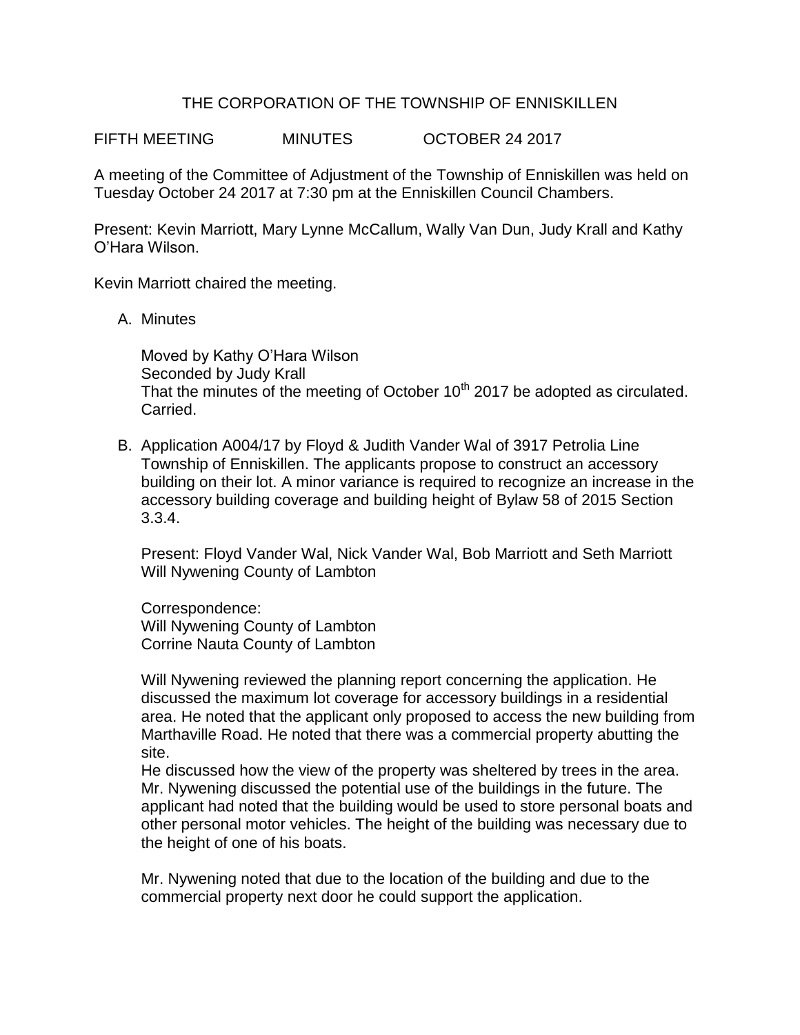# THE CORPORATION OF THE TOWNSHIP OF ENNISKILLEN

FIFTH MEETING MINUTES OCTOBER 24 2017

A meeting of the Committee of Adjustment of the Township of Enniskillen was held on Tuesday October 24 2017 at 7:30 pm at the Enniskillen Council Chambers.

Present: Kevin Marriott, Mary Lynne McCallum, Wally Van Dun, Judy Krall and Kathy O'Hara Wilson.

Kevin Marriott chaired the meeting.

A. Minutes

   Moved by Kathy O'Hara Wilson
   Seconded by Judy Krall
   That the minutes of the meeting of October 10th 2017 be adopted as circulated.
   Carried.

B. Application A004/17 by Floyd & Judith Vander Wal of 3917 Petrolia Line Township of Enniskillen. The applicants propose to construct an accessory building on their lot. A minor variance is required to recognize an increase in the accessory building coverage and building height of Bylaw 58 of 2015 Section 3.3.4.

   Present: Floyd Vander Wal, Nick Vander Wal, Bob Marriott and Seth Marriott
   Will Nywening County of Lambton

   Correspondence:
   Will Nywening County of Lambton
   Corrine Nauta County of Lambton

   Will Nywening reviewed the planning report concerning the application. He discussed the maximum lot coverage for accessory buildings in a residential area. He noted that the applicant only proposed to access the new building from Marthaville Road. He noted that there was a commercial property abutting the site.
   He discussed how the view of the property was sheltered by trees in the area. Mr. Nywening discussed the potential use of the buildings in the future. The applicant had noted that the building would be used to store personal boats and other personal motor vehicles. The height of the building was necessary due to the height of one of his boats.

   Mr. Nywening noted that due to the location of the building and due to the commercial property next door he could support the application.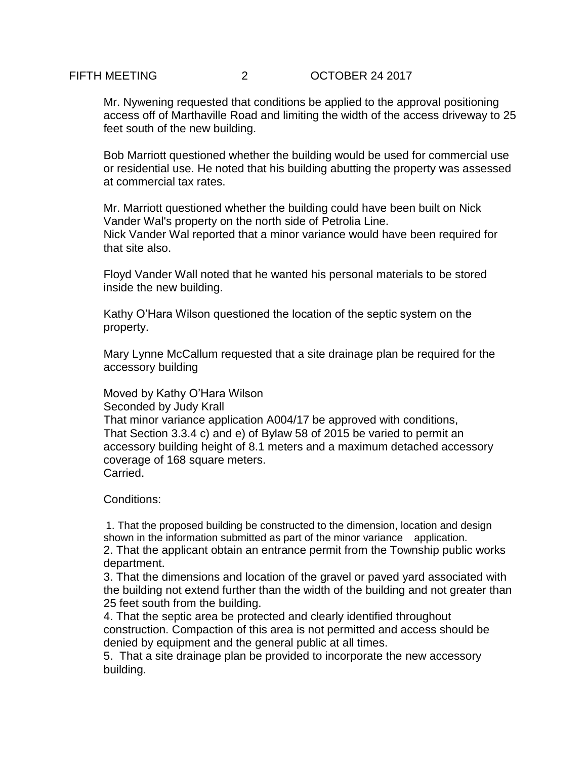Mr. Nywening requested that conditions be applied to the approval positioning access off of Marthaville Road and limiting the width of the access driveway to 25 feet south of the new building.

Bob Marriott questioned whether the building would be used for commercial use or residential use. He noted that his building abutting the property was assessed at commercial tax rates.

Mr. Marriott questioned whether the building could have been built on Nick Vander Wal's property on the north side of Petrolia Line.
Nick Vander Wal reported that a minor variance would have been required for that site also.

Floyd Vander Wall noted that he wanted his personal materials to be stored inside the new building.

Kathy O'Hara Wilson questioned the location of the septic system on the property.

Mary Lynne McCallum requested that a site drainage plan be required for the accessory building

Moved by Kathy O'Hara Wilson
Seconded by Judy Krall
That minor variance application A004/17 be approved with conditions,
That Section 3.3.4 c) and e) of Bylaw 58 of 2015 be varied to permit an accessory building height of 8.1 meters and a maximum detached accessory coverage of 168 square meters.
Carried.

Conditions:

1. That the proposed building be constructed to the dimension, location and design shown in the information submitted as part of the minor variance application.
2. That the applicant obtain an entrance permit from the Township public works department.
3. That the dimensions and location of the gravel or paved yard associated with the building not extend further than the width of the building and not greater than 25 feet south from the building.
4. That the septic area be protected and clearly identified throughout construction. Compaction of this area is not permitted and access should be denied by equipment and the general public at all times.
5. That a site drainage plan be provided to incorporate the new accessory building.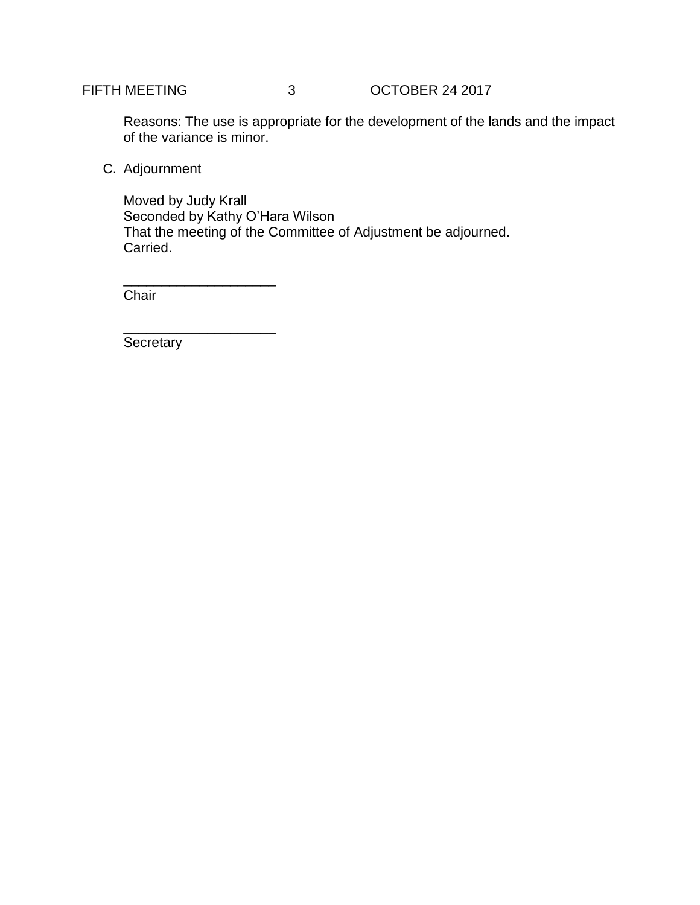Reasons: The use is appropriate for the development of the lands and the impact of the variance is minor.

C. Adjournment

Moved by Judy Krall
Seconded by Kathy O'Hara Wilson
That the meeting of the Committee of Adjustment be adjourned.
Carried.

____________________
Chair

____________________
Secretary